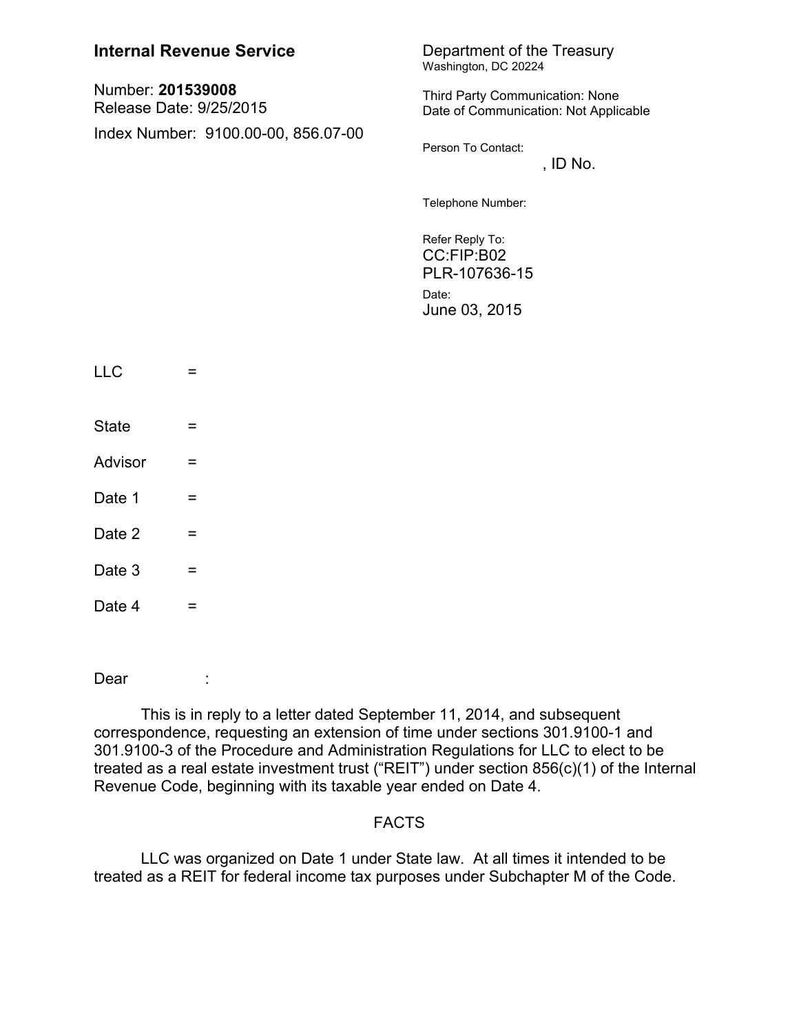**Internal Revenue Service**

Number: **201539008**
Release Date: 9/25/2015

Index Number: 9100.00-00, 856.07-00

Department of the Treasury
Washington, DC 20224

Third Party Communication: None
Date of Communication: Not Applicable

Person To Contact:
, ID No.

Telephone Number:

Refer Reply To:
CC:FIP:B02
PLR-107636-15

Date:
June 03, 2015

LLC =

State =

Advisor =

Date 1 =

Date 2 =

Date 3 =

Date 4 =

Dear :

This is in reply to a letter dated September 11, 2014, and subsequent correspondence, requesting an extension of time under sections 301.9100-1 and 301.9100-3 of the Procedure and Administration Regulations for LLC to elect to be treated as a real estate investment trust ("REIT") under section 856(c)(1) of the Internal Revenue Code, beginning with its taxable year ended on Date 4.

FACTS

LLC was organized on Date 1 under State law. At all times it intended to be treated as a REIT for federal income tax purposes under Subchapter M of the Code.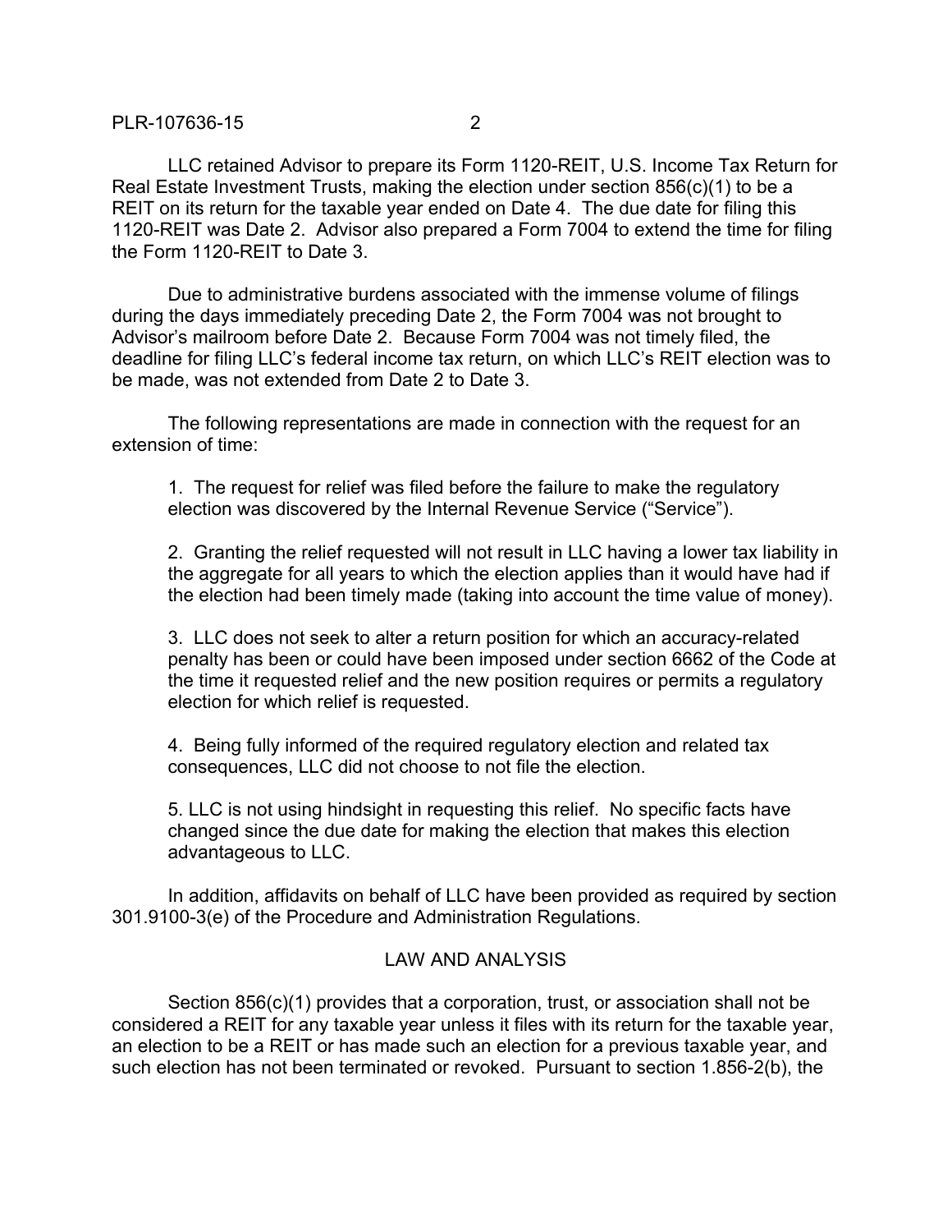LLC retained Advisor to prepare its Form 1120-REIT, U.S. Income Tax Return for Real Estate Investment Trusts, making the election under section 856(c)(1) to be a REIT on its return for the taxable year ended on Date 4. The due date for filing this 1120-REIT was Date 2. Advisor also prepared a Form 7004 to extend the time for filing the Form 1120-REIT to Date 3.

Due to administrative burdens associated with the immense volume of filings during the days immediately preceding Date 2, the Form 7004 was not brought to Advisor's mailroom before Date 2. Because Form 7004 was not timely filed, the deadline for filing LLC's federal income tax return, on which LLC's REIT election was to be made, was not extended from Date 2 to Date 3.

The following representations are made in connection with the request for an extension of time:

1. The request for relief was filed before the failure to make the regulatory election was discovered by the Internal Revenue Service ("Service").

2. Granting the relief requested will not result in LLC having a lower tax liability in the aggregate for all years to which the election applies than it would have had if the election had been timely made (taking into account the time value of money).

3. LLC does not seek to alter a return position for which an accuracy-related penalty has been or could have been imposed under section 6662 of the Code at the time it requested relief and the new position requires or permits a regulatory election for which relief is requested.

4. Being fully informed of the required regulatory election and related tax consequences, LLC did not choose to not file the election.

5. LLC is not using hindsight in requesting this relief. No specific facts have changed since the due date for making the election that makes this election advantageous to LLC.

In addition, affidavits on behalf of LLC have been provided as required by section 301.9100-3(e) of the Procedure and Administration Regulations.

## LAW AND ANALYSIS

Section 856(c)(1) provides that a corporation, trust, or association shall not be considered a REIT for any taxable year unless it files with its return for the taxable year, an election to be a REIT or has made such an election for a previous taxable year, and such election has not been terminated or revoked. Pursuant to section 1.856-2(b), the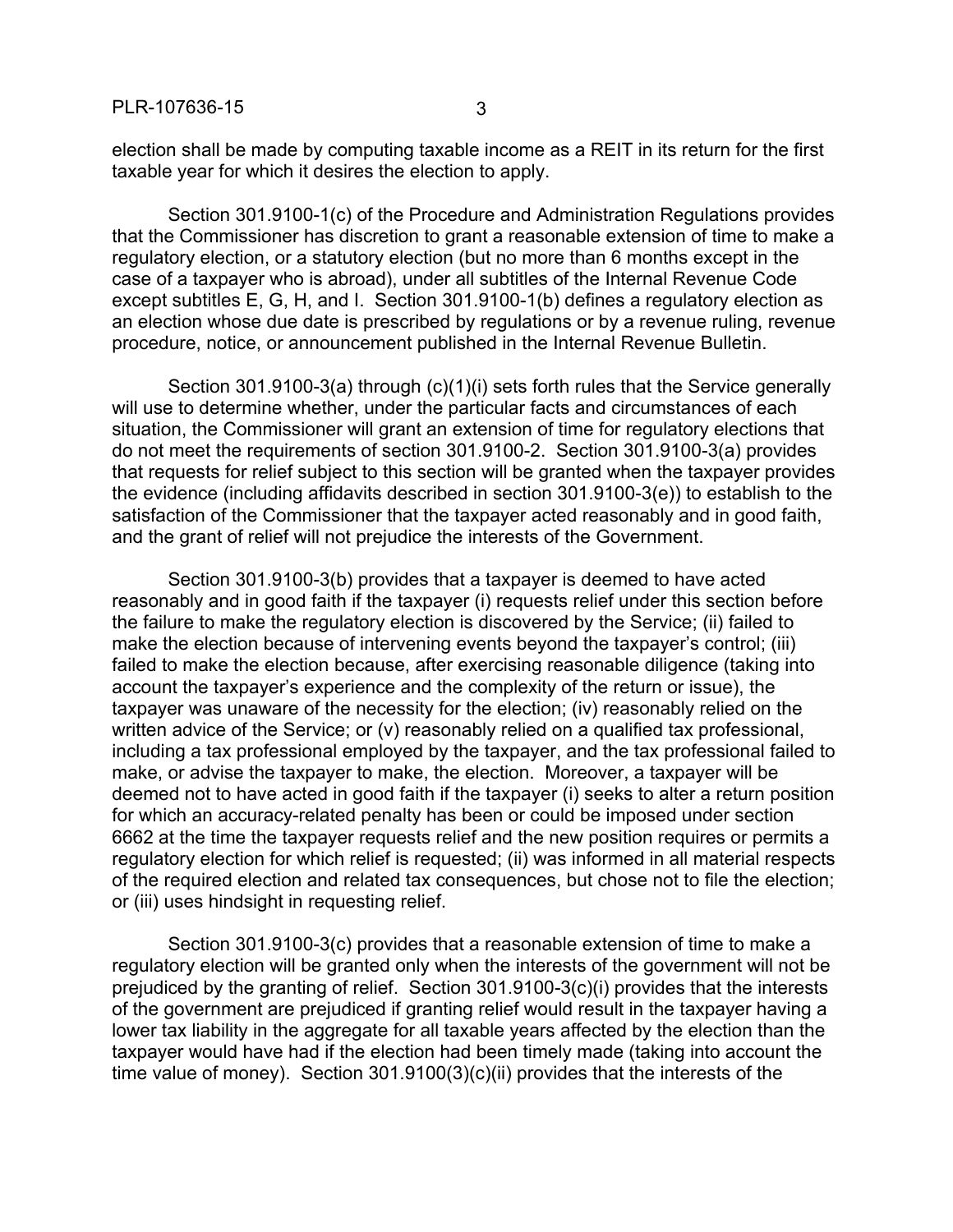election shall be made by computing taxable income as a REIT in its return for the first taxable year for which it desires the election to apply.

Section 301.9100-1(c) of the Procedure and Administration Regulations provides that the Commissioner has discretion to grant a reasonable extension of time to make a regulatory election, or a statutory election (but no more than 6 months except in the case of a taxpayer who is abroad), under all subtitles of the Internal Revenue Code except subtitles E, G, H, and I. Section 301.9100-1(b) defines a regulatory election as an election whose due date is prescribed by regulations or by a revenue ruling, revenue procedure, notice, or announcement published in the Internal Revenue Bulletin.

Section 301.9100-3(a) through (c)(1)(i) sets forth rules that the Service generally will use to determine whether, under the particular facts and circumstances of each situation, the Commissioner will grant an extension of time for regulatory elections that do not meet the requirements of section 301.9100-2. Section 301.9100-3(a) provides that requests for relief subject to this section will be granted when the taxpayer provides the evidence (including affidavits described in section 301.9100-3(e)) to establish to the satisfaction of the Commissioner that the taxpayer acted reasonably and in good faith, and the grant of relief will not prejudice the interests of the Government.

Section 301.9100-3(b) provides that a taxpayer is deemed to have acted reasonably and in good faith if the taxpayer (i) requests relief under this section before the failure to make the regulatory election is discovered by the Service; (ii) failed to make the election because of intervening events beyond the taxpayer's control; (iii) failed to make the election because, after exercising reasonable diligence (taking into account the taxpayer's experience and the complexity of the return or issue), the taxpayer was unaware of the necessity for the election; (iv) reasonably relied on the written advice of the Service; or (v) reasonably relied on a qualified tax professional, including a tax professional employed by the taxpayer, and the tax professional failed to make, or advise the taxpayer to make, the election. Moreover, a taxpayer will be deemed not to have acted in good faith if the taxpayer (i) seeks to alter a return position for which an accuracy-related penalty has been or could be imposed under section 6662 at the time the taxpayer requests relief and the new position requires or permits a regulatory election for which relief is requested; (ii) was informed in all material respects of the required election and related tax consequences, but chose not to file the election; or (iii) uses hindsight in requesting relief.

Section 301.9100-3(c) provides that a reasonable extension of time to make a regulatory election will be granted only when the interests of the government will not be prejudiced by the granting of relief. Section 301.9100-3(c)(i) provides that the interests of the government are prejudiced if granting relief would result in the taxpayer having a lower tax liability in the aggregate for all taxable years affected by the election than the taxpayer would have had if the election had been timely made (taking into account the time value of money). Section 301.9100(3)(c)(ii) provides that the interests of the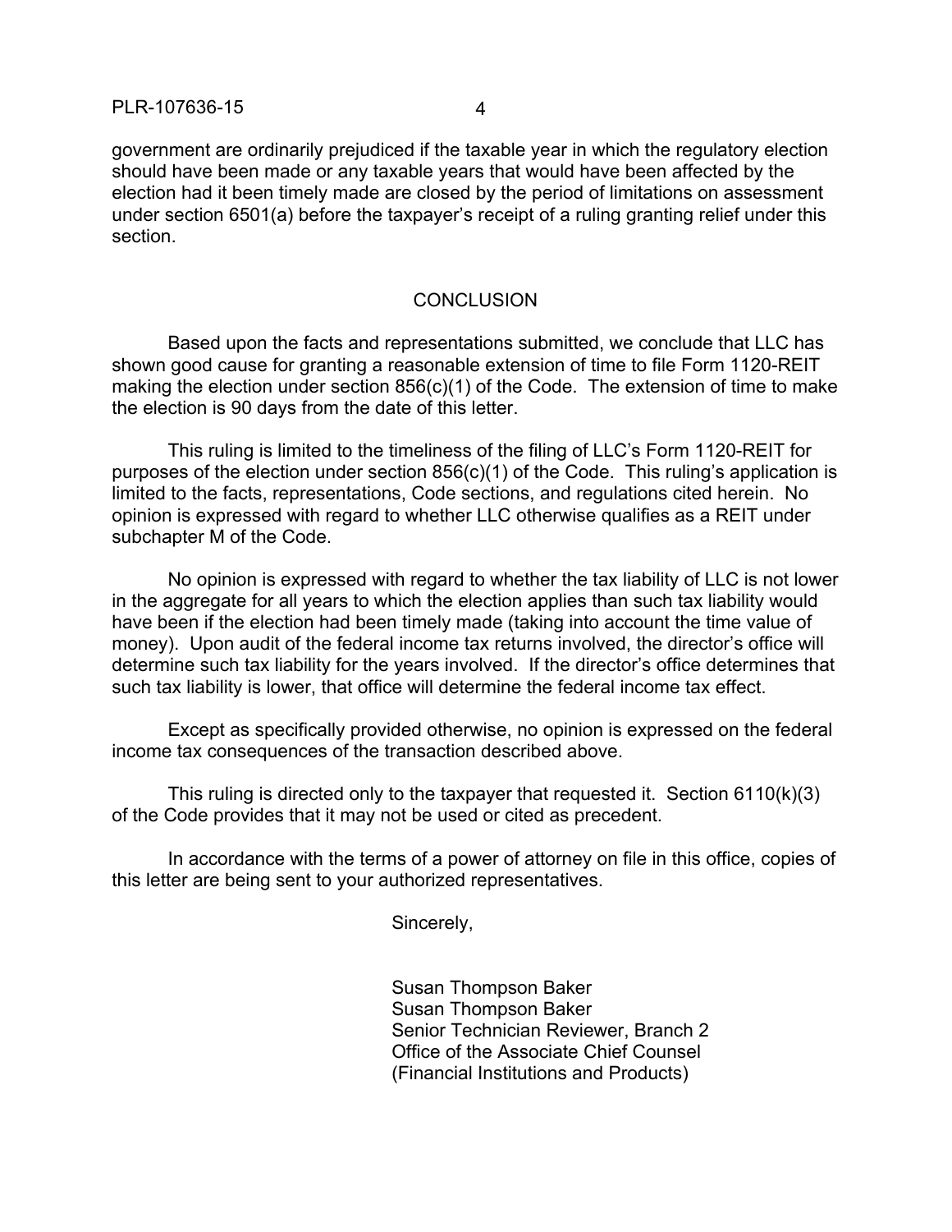government are ordinarily prejudiced if the taxable year in which the regulatory election should have been made or any taxable years that would have been affected by the election had it been timely made are closed by the period of limitations on assessment under section 6501(a) before the taxpayer's receipt of a ruling granting relief under this section.

## CONCLUSION

Based upon the facts and representations submitted, we conclude that LLC has shown good cause for granting a reasonable extension of time to file Form 1120-REIT making the election under section 856(c)(1) of the Code. The extension of time to make the election is 90 days from the date of this letter.

This ruling is limited to the timeliness of the filing of LLC's Form 1120-REIT for purposes of the election under section 856(c)(1) of the Code. This ruling's application is limited to the facts, representations, Code sections, and regulations cited herein. No opinion is expressed with regard to whether LLC otherwise qualifies as a REIT under subchapter M of the Code.

No opinion is expressed with regard to whether the tax liability of LLC is not lower in the aggregate for all years to which the election applies than such tax liability would have been if the election had been timely made (taking into account the time value of money). Upon audit of the federal income tax returns involved, the director's office will determine such tax liability for the years involved. If the director's office determines that such tax liability is lower, that office will determine the federal income tax effect.

Except as specifically provided otherwise, no opinion is expressed on the federal income tax consequences of the transaction described above.

This ruling is directed only to the taxpayer that requested it. Section 6110(k)(3) of the Code provides that it may not be used or cited as precedent.

In accordance with the terms of a power of attorney on file in this office, copies of this letter are being sent to your authorized representatives.

Sincerely,

Susan Thompson Baker
Susan Thompson Baker
Senior Technician Reviewer, Branch 2
Office of the Associate Chief Counsel
(Financial Institutions and Products)